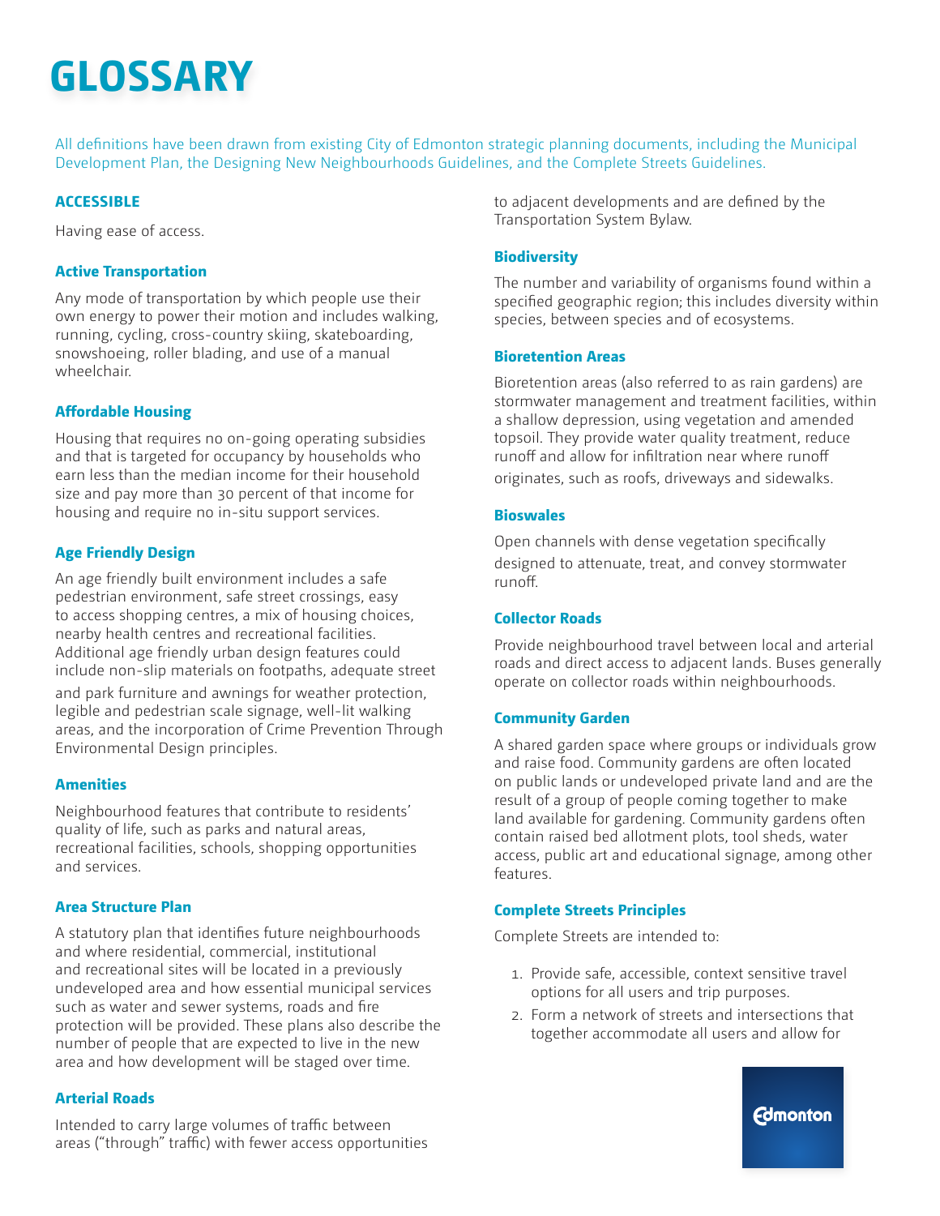# GLOSSARY

All definitions have been drawn from existing City of Edmonton strategic planning documents, including the Municipal Development Plan, the Designing New Neighbourhoods Guidelines, and the Complete Streets Guidelines.

### ACCESSIBLE

Having ease of access.

### Active Transportation

Any mode of transportation by which people use their own energy to power their motion and includes walking, running, cycling, cross-country skiing, skateboarding, snowshoeing, roller blading, and use of a manual wheelchair.

### Affordable Housing

Housing that requires no on-going operating subsidies and that is targeted for occupancy by households who earn less than the median income for their household size and pay more than 30 percent of that income for housing and require no in-situ support services.

### Age Friendly Design

An age friendly built environment includes a safe pedestrian environment, safe street crossings, easy to access shopping centres, a mix of housing choices, nearby health centres and recreational facilities. Additional age friendly urban design features could include non-slip materials on footpaths, adequate street and park furniture and awnings for weather protection, legible and pedestrian scale signage, well-lit walking areas, and the incorporation of Crime Prevention Through Environmental Design principles.

### Amenities

Neighbourhood features that contribute to residents' quality of life, such as parks and natural areas, recreational facilities, schools, shopping opportunities and services.

### Area Structure Plan

A statutory plan that identifies future neighbourhoods and where residential, commercial, institutional and recreational sites will be located in a previously undeveloped area and how essential municipal services such as water and sewer systems, roads and fire protection will be provided. These plans also describe the number of people that are expected to live in the new area and how development will be staged over time.

### Arterial Roads

Intended to carry large volumes of traffic between areas ("through" traffic) with fewer access opportunities to adjacent developments and are defined by the Transportation System Bylaw.

### Biodiversity

The number and variability of organisms found within a specified geographic region; this includes diversity within species, between species and of ecosystems.

### Bioretention Areas

Bioretention areas (also referred to as rain gardens) are stormwater management and treatment facilities, within a shallow depression, using vegetation and amended topsoil. They provide water quality treatment, reduce runoff and allow for infiltration near where runoff originates, such as roofs, driveways and sidewalks.

### Bioswales

Open channels with dense vegetation specifically designed to attenuate, treat, and convey stormwater runoff.

### Collector Roads

Provide neighbourhood travel between local and arterial roads and direct access to adjacent lands. Buses generally operate on collector roads within neighbourhoods.

### Community Garden

A shared garden space where groups or individuals grow and raise food. Community gardens are often located on public lands or undeveloped private land and are the result of a group of people coming together to make land available for gardening. Community gardens often contain raised bed allotment plots, tool sheds, water access, public art and educational signage, among other features.

### Complete Streets Principles

Complete Streets are intended to:

1. Provide safe, accessible, context sensitive travel options for all users and trip purposes.
2. Form a network of streets and intersections that together accommodate all users and allow for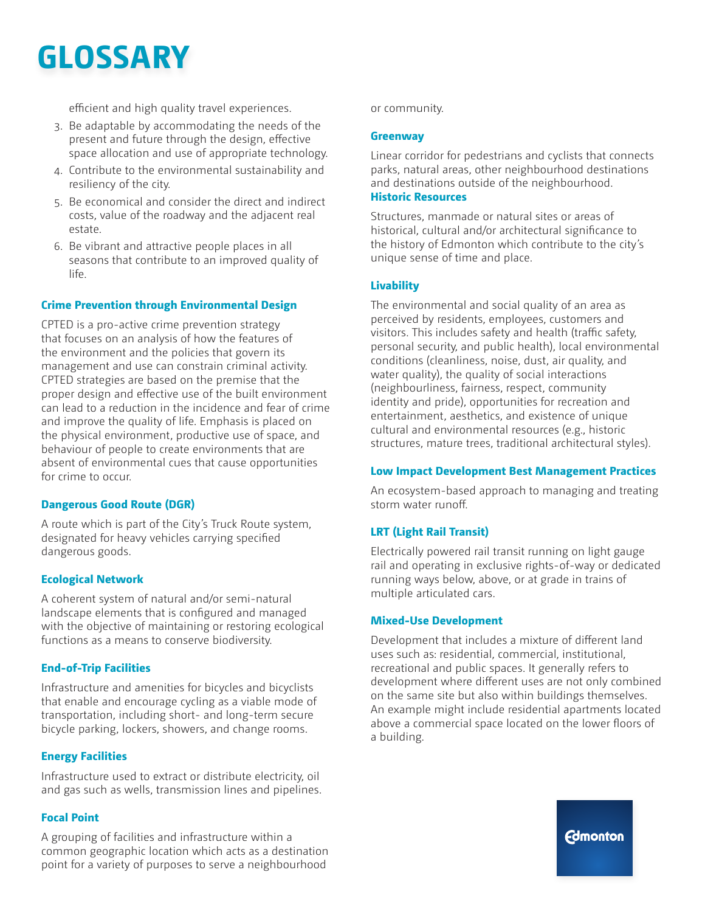# GLOSSARY

efficient and high quality travel experiences.

3. Be adaptable by accommodating the needs of the present and future through the design, effective space allocation and use of appropriate technology.
4. Contribute to the environmental sustainability and resiliency of the city.
5. Be economical and consider the direct and indirect costs, value of the roadway and the adjacent real estate.
6. Be vibrant and attractive people places in all seasons that contribute to an improved quality of life.

### Crime Prevention through Environmental Design

CPTED is a pro-active crime prevention strategy that focuses on an analysis of how the features of the environment and the policies that govern its management and use can constrain criminal activity. CPTED strategies are based on the premise that the proper design and effective use of the built environment can lead to a reduction in the incidence and fear of crime and improve the quality of life. Emphasis is placed on the physical environment, productive use of space, and behaviour of people to create environments that are absent of environmental cues that cause opportunities for crime to occur.

### Dangerous Good Route (DGR)

A route which is part of the City's Truck Route system, designated for heavy vehicles carrying specified dangerous goods.

### Ecological Network

A coherent system of natural and/or semi-natural landscape elements that is configured and managed with the objective of maintaining or restoring ecological functions as a means to conserve biodiversity.

### End-of-Trip Facilities

Infrastructure and amenities for bicycles and bicyclists that enable and encourage cycling as a viable mode of transportation, including short- and long-term secure bicycle parking, lockers, showers, and change rooms.

### Energy Facilities

Infrastructure used to extract or distribute electricity, oil and gas such as wells, transmission lines and pipelines.

### Focal Point

A grouping of facilities and infrastructure within a common geographic location which acts as a destination point for a variety of purposes to serve a neighbourhood or community.

### Greenway

Linear corridor for pedestrians and cyclists that connects parks, natural areas, other neighbourhood destinations and destinations outside of the neighbourhood.

### Historic Resources

Structures, manmade or natural sites or areas of historical, cultural and/or architectural significance to the history of Edmonton which contribute to the city's unique sense of time and place.

### Livability

The environmental and social quality of an area as perceived by residents, employees, customers and visitors. This includes safety and health (traffic safety, personal security, and public health), local environmental conditions (cleanliness, noise, dust, air quality, and water quality), the quality of social interactions (neighbourliness, fairness, respect, community identity and pride), opportunities for recreation and entertainment, aesthetics, and existence of unique cultural and environmental resources (e.g., historic structures, mature trees, traditional architectural styles).

### Low Impact Development Best Management Practices

An ecosystem-based approach to managing and treating storm water runoff.

### LRT (Light Rail Transit)

Electrically powered rail transit running on light gauge rail and operating in exclusive rights-of-way or dedicated running ways below, above, or at grade in trains of multiple articulated cars.

### Mixed-Use Development

Development that includes a mixture of different land uses such as: residential, commercial, institutional, recreational and public spaces. It generally refers to development where different uses are not only combined on the same site but also within buildings themselves. An example might include residential apartments located above a commercial space located on the lower floors of a building.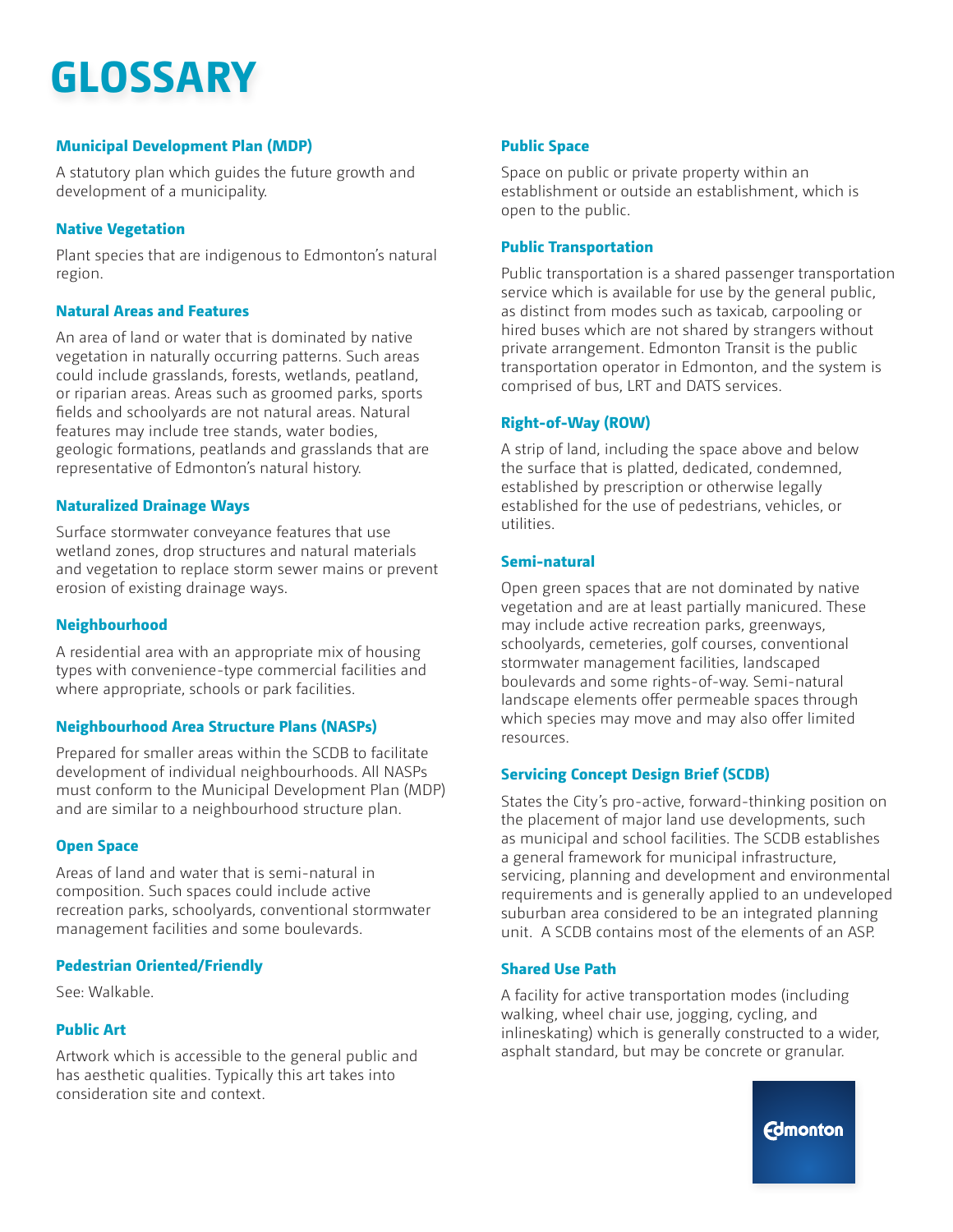# GLOSSARY

### Municipal Development Plan (MDP)

A statutory plan which guides the future growth and development of a municipality.

### Native Vegetation

Plant species that are indigenous to Edmonton's natural region.

### Natural Areas and Features

An area of land or water that is dominated by native vegetation in naturally occurring patterns. Such areas could include grasslands, forests, wetlands, peatland, or riparian areas. Areas such as groomed parks, sports fields and schoolyards are not natural areas. Natural features may include tree stands, water bodies, geologic formations, peatlands and grasslands that are representative of Edmonton's natural history.

### Naturalized Drainage Ways

Surface stormwater conveyance features that use wetland zones, drop structures and natural materials and vegetation to replace storm sewer mains or prevent erosion of existing drainage ways.

### Neighbourhood

A residential area with an appropriate mix of housing types with convenience-type commercial facilities and where appropriate, schools or park facilities.

### Neighbourhood Area Structure Plans (NASPs)

Prepared for smaller areas within the SCDB to facilitate development of individual neighbourhoods. All NASPs must conform to the Municipal Development Plan (MDP) and are similar to a neighbourhood structure plan.

### Open Space

Areas of land and water that is semi-natural in composition. Such spaces could include active recreation parks, schoolyards, conventional stormwater management facilities and some boulevards.

### Pedestrian Oriented/Friendly

See: Walkable.

### Public Art

Artwork which is accessible to the general public and has aesthetic qualities. Typically this art takes into consideration site and context.

### Public Space

Space on public or private property within an establishment or outside an establishment, which is open to the public.

### Public Transportation

Public transportation is a shared passenger transportation service which is available for use by the general public, as distinct from modes such as taxicab, carpooling or hired buses which are not shared by strangers without private arrangement. Edmonton Transit is the public transportation operator in Edmonton, and the system is comprised of bus, LRT and DATS services.

### Right-of-Way (ROW)

A strip of land, including the space above and below the surface that is platted, dedicated, condemned, established by prescription or otherwise legally established for the use of pedestrians, vehicles, or utilities.

### Semi-natural

Open green spaces that are not dominated by native vegetation and are at least partially manicured. These may include active recreation parks, greenways, schoolyards, cemeteries, golf courses, conventional stormwater management facilities, landscaped boulevards and some rights-of-way. Semi-natural landscape elements offer permeable spaces through which species may move and may also offer limited resources.

### Servicing Concept Design Brief (SCDB)

States the City's pro-active, forward-thinking position on the placement of major land use developments, such as municipal and school facilities. The SCDB establishes a general framework for municipal infrastructure, servicing, planning and development and environmental requirements and is generally applied to an undeveloped suburban area considered to be an integrated planning unit. A SCDB contains most of the elements of an ASP.

### Shared Use Path

A facility for active transportation modes (including walking, wheel chair use, jogging, cycling, and inlineskating) which is generally constructed to a wider, asphalt standard, but may be concrete or granular.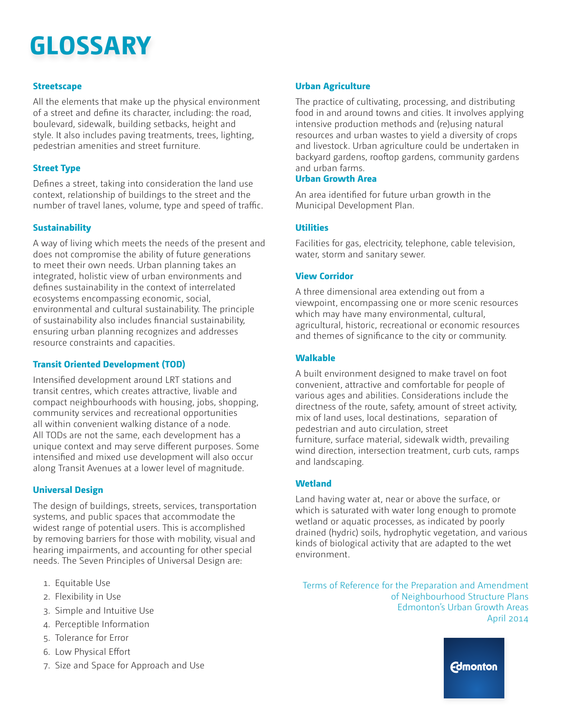# GLOSSARY

### Streetscape

All the elements that make up the physical environment of a street and define its character, including: the road, boulevard, sidewalk, building setbacks, height and style. It also includes paving treatments, trees, lighting, pedestrian amenities and street furniture.

### Street Type

Defines a street, taking into consideration the land use context, relationship of buildings to the street and the number of travel lanes, volume, type and speed of traffic.

### Sustainability

A way of living which meets the needs of the present and does not compromise the ability of future generations to meet their own needs. Urban planning takes an integrated, holistic view of urban environments and defines sustainability in the context of interrelated ecosystems encompassing economic, social, environmental and cultural sustainability. The principle of sustainability also includes financial sustainability, ensuring urban planning recognizes and addresses resource constraints and capacities.

### Transit Oriented Development (TOD)

Intensified development around LRT stations and transit centres, which creates attractive, livable and compact neighbourhoods with housing, jobs, shopping, community services and recreational opportunities all within convenient walking distance of a node. All TODs are not the same, each development has a unique context and may serve different purposes. Some intensified and mixed use development will also occur along Transit Avenues at a lower level of magnitude.

### Universal Design

The design of buildings, streets, services, transportation systems, and public spaces that accommodate the widest range of potential users. This is accomplished by removing barriers for those with mobility, visual and hearing impairments, and accounting for other special needs. The Seven Principles of Universal Design are:

1. Equitable Use
2. Flexibility in Use
3. Simple and Intuitive Use
4. Perceptible Information
5. Tolerance for Error
6. Low Physical Effort
7. Size and Space for Approach and Use

### Urban Agriculture

The practice of cultivating, processing, and distributing food in and around towns and cities. It involves applying intensive production methods and (re)using natural resources and urban wastes to yield a diversity of crops and livestock. Urban agriculture could be undertaken in backyard gardens, rooftop gardens, community gardens and urban farms.

### Urban Growth Area

An area identified for future urban growth in the Municipal Development Plan.

### Utilities

Facilities for gas, electricity, telephone, cable television, water, storm and sanitary sewer.

### View Corridor

A three dimensional area extending out from a viewpoint, encompassing one or more scenic resources which may have many environmental, cultural, agricultural, historic, recreational or economic resources and themes of significance to the city or community.

### Walkable

A built environment designed to make travel on foot convenient, attractive and comfortable for people of various ages and abilities. Considerations include the directness of the route, safety, amount of street activity, mix of land uses, local destinations, separation of pedestrian and auto circulation, street furniture, surface material, sidewalk width, prevailing wind direction, intersection treatment, curb cuts, ramps and landscaping.

### Wetland

Land having water at, near or above the surface, or which is saturated with water long enough to promote wetland or aquatic processes, as indicated by poorly drained (hydric) soils, hydrophytic vegetation, and various kinds of biological activity that are adapted to the wet environment.

Terms of Reference for the Preparation and Amendment of Neighbourhood Structure Plans
Edmonton's Urban Growth Areas
April 2014

Edmonton